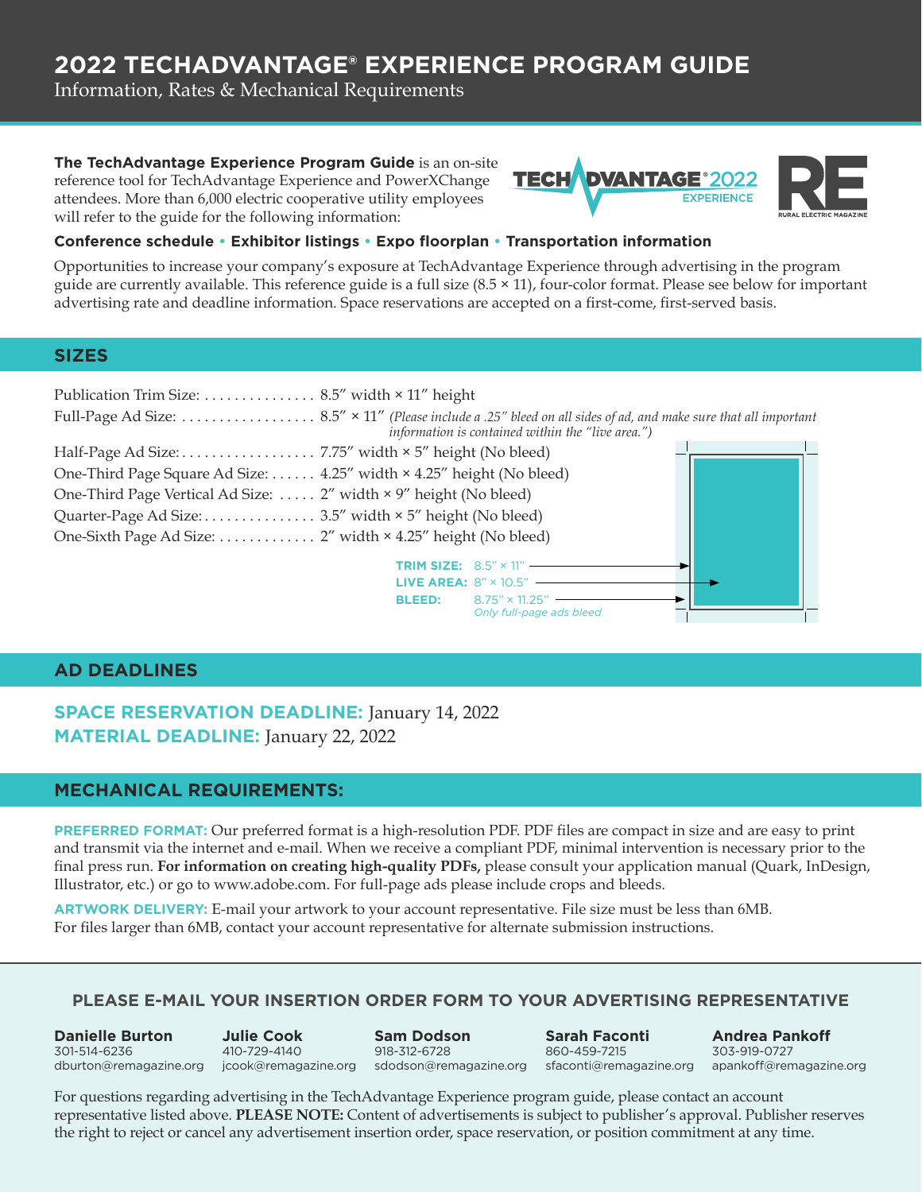# 2022 TECHADVANTAGE® EXPERIENCE PROGRAM GUIDE

Information, Rates & Mechanical Requirements

**The TechAdvantage Experience Program Guide** is an on-site reference tool for TechAdvantage Experience and PowerXChange attendees. More than 6,000 electric cooperative utility employees will refer to the guide for the following information:

**Conference schedule • Exhibitor listings • Expo floorplan • Transportation information**

Opportunities to increase your company's exposure at TechAdvantage Experience through advertising in the program guide are currently available. This reference guide is a full size (8.5 × 11), four-color format. Please see below for important advertising rate and deadline information. Space reservations are accepted on a first-come, first-served basis.

## SIZES

- Publication Trim Size: . . . . . . . . . . . . . . . 8.5″ width × 11″ height
- Full-Page Ad Size: . . . . . . . . . . . . . . . . . . 8.5″ × 11″ *(Please include a .25″ bleed on all sides of ad, and make sure that all important information is contained within the "live area.")*
- Half-Page Ad Size: . . . . . . . . . . . . . . . . . . 7.75″ width × 5″ height (No bleed)
- One-Third Page Square Ad Size: . . . . . . 4.25″ width × 4.25″ height (No bleed)
- One-Third Page Vertical Ad Size: . . . . . 2″ width × 9″ height (No bleed)
- Quarter-Page Ad Size: . . . . . . . . . . . . . . . 3.5″ width × 5″ height (No bleed)
- One-Sixth Page Ad Size: . . . . . . . . . . . . . 2″ width × 4.25″ height (No bleed)

**TRIM SIZE:** 8.5″ × 11″
**LIVE AREA:** 8″ × 10.5″
**BLEED:** 8.75″ × 11.25″
*Only full-page ads bleed*

## AD DEADLINES

**SPACE RESERVATION DEADLINE:** January 14, 2022
**MATERIAL DEADLINE:** January 22, 2022

## MECHANICAL REQUIREMENTS:

**PREFERRED FORMAT:** Our preferred format is a high-resolution PDF. PDF files are compact in size and are easy to print and transmit via the internet and e-mail. When we receive a compliant PDF, minimal intervention is necessary prior to the final press run. **For information on creating high-quality PDFs,** please consult your application manual (Quark, InDesign, Illustrator, etc.) or go to www.adobe.com. For full-page ads please include crops and bleeds.

**ARTWORK DELIVERY:** E-mail your artwork to your account representative. File size must be less than 6MB. For files larger than 6MB, contact your account representative for alternate submission instructions.

### PLEASE E-MAIL YOUR INSERTION ORDER FORM TO YOUR ADVERTISING REPRESENTATIVE

**Danielle Burton**
301-514-6236
dburton@remagazine.org

**Julie Cook**
410-729-4140
jcook@remagazine.org

**Sam Dodson**
918-312-6728
sdodson@remagazine.org

**Sarah Faconti**
860-459-7215
sfaconti@remagazine.org

**Andrea Pankoff**
303-919-0727
apankoff@remagazine.org

For questions regarding advertising in the TechAdvantage Experience program guide, please contact an account representative listed above. **PLEASE NOTE:** Content of advertisements is subject to publisher's approval. Publisher reserves the right to reject or cancel any advertisement insertion order, space reservation, or position commitment at any time.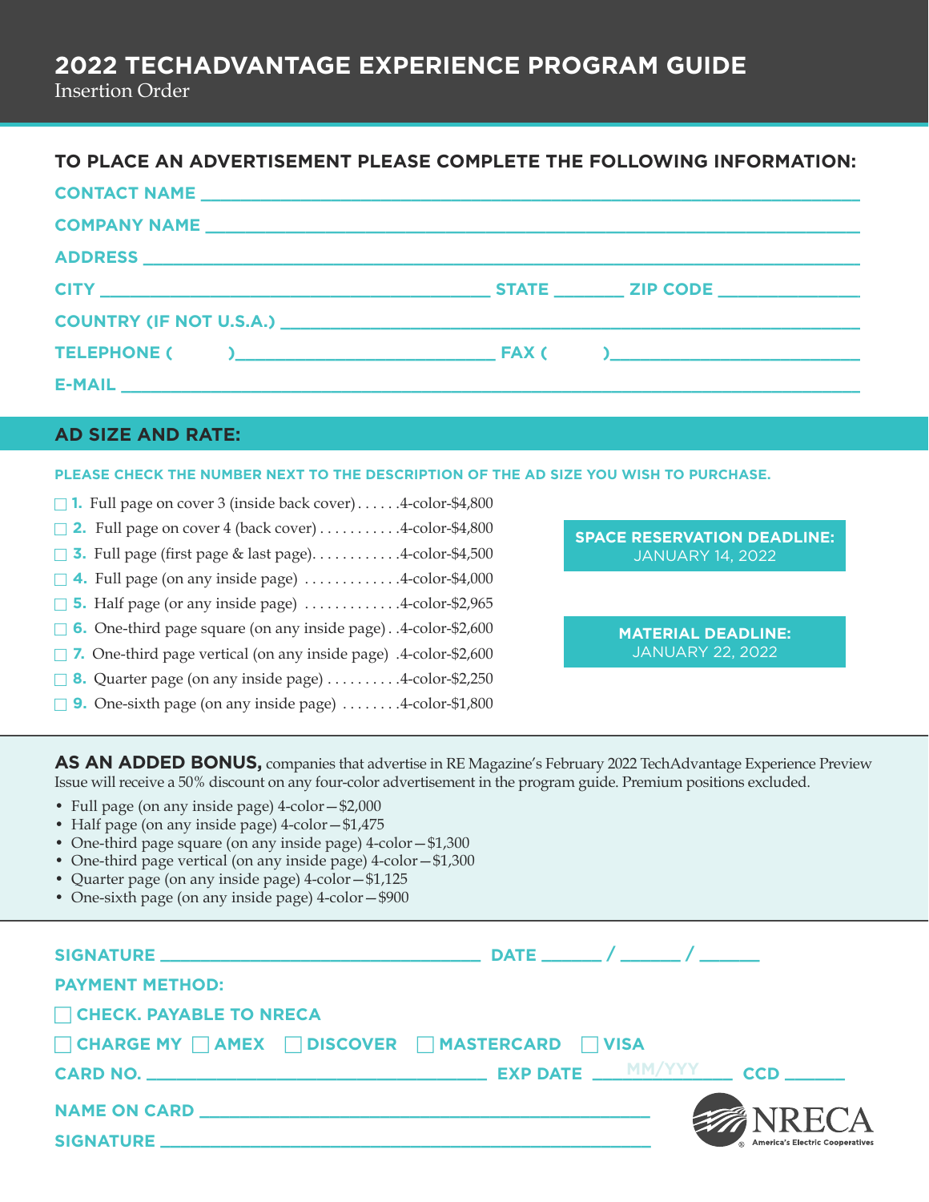# 2022 TECHADVANTAGE EXPERIENCE PROGRAM GUIDE

Insertion Order

## TO PLACE AN ADVERTISEMENT PLEASE COMPLETE THE FOLLOWING INFORMATION:

CONTACT NAME ______________________________

COMPANY NAME ______________________________

ADDRESS ______________________________

CITY ______________________ STATE ________ ZIP CODE ______________

COUNTRY (IF NOT U.S.A.) ______________________________

TELEPHONE (     )______________________ FAX (     )______________________

E-MAIL ______________________________

## AD SIZE AND RATE:

PLEASE CHECK THE NUMBER NEXT TO THE DESCRIPTION OF THE AD SIZE YOU WISH TO PURCHASE.

- ☐ **1.** Full page on cover 3 (inside back cover) . . . . . .4-color-$4,800
- ☐ **2.** Full page on cover 4 (back cover) . . . . . . . . . . .4-color-$4,800
- ☐ **3.** Full page (first page & last page). . . . . . . . . . . .4-color-$4,500
- ☐ **4.** Full page (on any inside page) . . . . . . . . . . . . .4-color-$4,000
- ☐ **5.** Half page (or any inside page) . . . . . . . . . . . . .4-color-$2,965
- ☐ **6.** One-third page square (on any inside page) . .4-color-$2,600
- ☐ **7.** One-third page vertical (on any inside page) .4-color-$2,600
- ☐ **8.** Quarter page (on any inside page) . . . . . . . . . .4-color-$2,250
- ☐ **9.** One-sixth page (on any inside page) . . . . . . . .4-color-$1,800

**SPACE RESERVATION DEADLINE:**
JANUARY 14, 2022

**MATERIAL DEADLINE:**
JANUARY 22, 2022

**AS AN ADDED BONUS,** companies that advertise in RE Magazine's February 2022 TechAdvantage Experience Preview Issue will receive a 50% discount on any four-color advertisement in the program guide. Premium positions excluded.

- Full page (on any inside page) 4-color—$2,000
- Half page (on any inside page) 4-color—$1,475
- One-third page square (on any inside page) 4-color—$1,300
- One-third page vertical (on any inside page) 4-color—$1,300
- Quarter page (on any inside page) 4-color—$1,125
- One-sixth page (on any inside page) 4-color—$900

SIGNATURE ______________________ DATE ______ / ______ / ______

PAYMENT METHOD:

☐ CHECK. PAYABLE TO NRECA

☐ CHARGE MY ☐ AMEX ☐ DISCOVER ☐ MASTERCARD ☐ VISA

CARD NO. ______________________ EXP DATE MM/YYY CCD ______

NAME ON CARD ______________________________

SIGNATURE ______________________________

NRECA
America's Electric Cooperatives